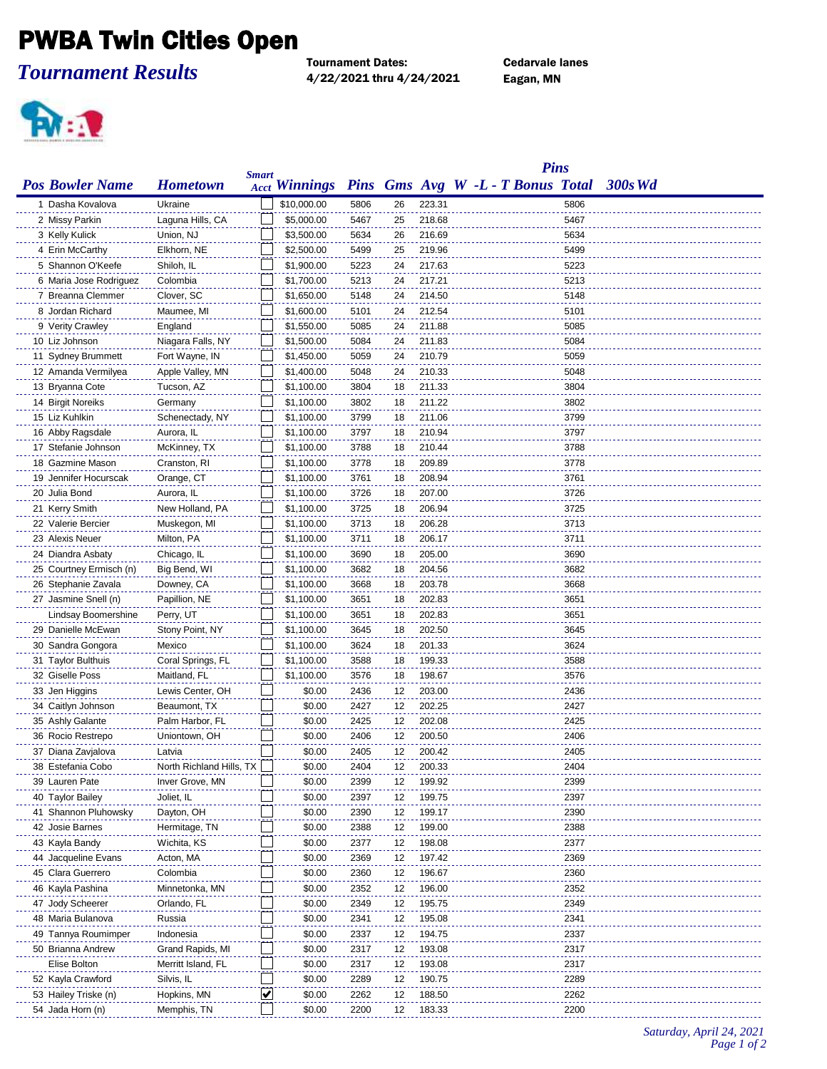# PWBA Twin Cities Open

## *Tournament Results*

**Tournament Dates:**
**4/22/2021 thru 4/24/2021**

**Cedarvale lanes**
**Eagan, MN**

| Pos | Bowler Name | Hometown | Smart Acct | Winnings | Pins | Gms | Avg | W -L - T | Bonus | Pins Total | 300s | Wd |
|---|---|---|---|---|---|---|---|---|---|---|---|---|
| 1 | Dasha Kovalova | Ukraine | ☐ | $10,000.00 | 5806 | 26 | 223.31 | | | 5806 | | |
| 2 | Missy Parkin | Laguna Hills, CA | ☐ | $5,000.00 | 5467 | 25 | 218.68 | | | 5467 | | |
| 3 | Kelly Kulick | Union, NJ | ☐ | $3,500.00 | 5634 | 26 | 216.69 | | | 5634 | | |
| 4 | Erin McCarthy | Elkhorn, NE | ☐ | $2,500.00 | 5499 | 25 | 219.96 | | | 5499 | | |
| 5 | Shannon O'Keefe | Shiloh, IL | ☐ | $1,900.00 | 5223 | 24 | 217.63 | | | 5223 | | |
| 6 | Maria Jose Rodriguez | Colombia | ☐ | $1,700.00 | 5213 | 24 | 217.21 | | | 5213 | | |
| 7 | Breanna Clemmer | Clover, SC | ☐ | $1,650.00 | 5148 | 24 | 214.50 | | | 5148 | | |
| 8 | Jordan Richard | Maumee, MI | ☐ | $1,600.00 | 5101 | 24 | 212.54 | | | 5101 | | |
| 9 | Verity Crawley | England | ☐ | $1,550.00 | 5085 | 24 | 211.88 | | | 5085 | | |
| 10 | Liz Johnson | Niagara Falls, NY | ☐ | $1,500.00 | 5084 | 24 | 211.83 | | | 5084 | | |
| 11 | Sydney Brummett | Fort Wayne, IN | ☐ | $1,450.00 | 5059 | 24 | 210.79 | | | 5059 | | |
| 12 | Amanda Vermilyea | Apple Valley, MN | ☐ | $1,400.00 | 5048 | 24 | 210.33 | | | 5048 | | |
| 13 | Bryanna Cote | Tucson, AZ | ☐ | $1,100.00 | 3804 | 18 | 211.33 | | | 3804 | | |
| 14 | Birgit Noreiks | Germany | ☐ | $1,100.00 | 3802 | 18 | 211.22 | | | 3802 | | |
| 15 | Liz Kuhlkin | Schenectady, NY | ☐ | $1,100.00 | 3799 | 18 | 211.06 | | | 3799 | | |
| 16 | Abby Ragsdale | Aurora, IL | ☐ | $1,100.00 | 3797 | 18 | 210.94 | | | 3797 | | |
| 17 | Stefanie Johnson | McKinney, TX | ☐ | $1,100.00 | 3788 | 18 | 210.44 | | | 3788 | | |
| 18 | Gazmine Mason | Cranston, RI | ☐ | $1,100.00 | 3778 | 18 | 209.89 | | | 3778 | | |
| 19 | Jennifer Hocurscak | Orange, CT | ☐ | $1,100.00 | 3761 | 18 | 208.94 | | | 3761 | | |
| 20 | Julia Bond | Aurora, IL | ☐ | $1,100.00 | 3726 | 18 | 207.00 | | | 3726 | | |
| 21 | Kerry Smith | New Holland, PA | ☐ | $1,100.00 | 3725 | 18 | 206.94 | | | 3725 | | |
| 22 | Valerie Bercier | Muskegon, MI | ☐ | $1,100.00 | 3713 | 18 | 206.28 | | | 3713 | | |
| 23 | Alexis Neuer | Milton, PA | ☐ | $1,100.00 | 3711 | 18 | 206.17 | | | 3711 | | |
| 24 | Diandra Asbaty | Chicago, IL | ☐ | $1,100.00 | 3690 | 18 | 205.00 | | | 3690 | | |
| 25 | Courtney Ermisch (n) | Big Bend, WI | ☐ | $1,100.00 | 3682 | 18 | 204.56 | | | 3682 | | |
| 26 | Stephanie Zavala | Downey, CA | ☐ | $1,100.00 | 3668 | 18 | 203.78 | | | 3668 | | |
| 27 | Jasmine Snell (n) | Papillion, NE | ☐ | $1,100.00 | 3651 | 18 | 202.83 | | | 3651 | | |
| | Lindsay Boomershine | Perry, UT | ☐ | $1,100.00 | 3651 | 18 | 202.83 | | | 3651 | | |
| 29 | Danielle McEwan | Stony Point, NY | ☐ | $1,100.00 | 3645 | 18 | 202.50 | | | 3645 | | |
| 30 | Sandra Gongora | Mexico | ☐ | $1,100.00 | 3624 | 18 | 201.33 | | | 3624 | | |
| 31 | Taylor Bulthuis | Coral Springs, FL | ☐ | $1,100.00 | 3588 | 18 | 199.33 | | | 3588 | | |
| 32 | Giselle Poss | Maitland, FL | ☐ | $1,100.00 | 3576 | 18 | 198.67 | | | 3576 | | |
| 33 | Jen Higgins | Lewis Center, OH | ☐ | $0.00 | 2436 | 12 | 203.00 | | | 2436 | | |
| 34 | Caitlyn Johnson | Beaumont, TX | ☐ | $0.00 | 2427 | 12 | 202.25 | | | 2427 | | |
| 35 | Ashly Galante | Palm Harbor, FL | ☐ | $0.00 | 2425 | 12 | 202.08 | | | 2425 | | |
| 36 | Rocio Restrepo | Uniontown, OH | ☐ | $0.00 | 2406 | 12 | 200.50 | | | 2406 | | |
| 37 | Diana Zavjalova | Latvia | ☐ | $0.00 | 2405 | 12 | 200.42 | | | 2405 | | |
| 38 | Estefania Cobo | North Richland Hills, TX | ☐ | $0.00 | 2404 | 12 | 200.33 | | | 2404 | | |
| 39 | Lauren Pate | Inver Grove, MN | ☐ | $0.00 | 2399 | 12 | 199.92 | | | 2399 | | |
| 40 | Taylor Bailey | Joliet, IL | ☐ | $0.00 | 2397 | 12 | 199.75 | | | 2397 | | |
| 41 | Shannon Pluhowsky | Dayton, OH | ☐ | $0.00 | 2390 | 12 | 199.17 | | | 2390 | | |
| 42 | Josie Barnes | Hermitage, TN | ☐ | $0.00 | 2388 | 12 | 199.00 | | | 2388 | | |
| 43 | Kayla Bandy | Wichita, KS | ☐ | $0.00 | 2377 | 12 | 198.08 | | | 2377 | | |
| 44 | Jacqueline Evans | Acton, MA | ☐ | $0.00 | 2369 | 12 | 197.42 | | | 2369 | | |
| 45 | Clara Guerrero | Colombia | ☐ | $0.00 | 2360 | 12 | 196.67 | | | 2360 | | |
| 46 | Kayla Pashina | Minnetonka, MN | ☐ | $0.00 | 2352 | 12 | 196.00 | | | 2352 | | |
| 47 | Jody Scheerer | Orlando, FL | ☐ | $0.00 | 2349 | 12 | 195.75 | | | 2349 | | |
| 48 | Maria Bulanova | Russia | ☐ | $0.00 | 2341 | 12 | 195.08 | | | 2341 | | |
| 49 | Tannya Roumimper | Indonesia | ☐ | $0.00 | 2337 | 12 | 194.75 | | | 2337 | | |
| 50 | Brianna Andrew | Grand Rapids, MI | ☐ | $0.00 | 2317 | 12 | 193.08 | | | 2317 | | |
| | Elise Bolton | Merritt Island, FL | ☐ | $0.00 | 2317 | 12 | 193.08 | | | 2317 | | |
| 52 | Kayla Crawford | Silvis, IL | ☐ | $0.00 | 2289 | 12 | 190.75 | | | 2289 | | |
| 53 | Hailey Triske (n) | Hopkins, MN | ☑ | $0.00 | 2262 | 12 | 188.50 | | | 2262 | | |
| 54 | Jada Horn (n) | Memphis, TN | ☐ | $0.00 | 2200 | 12 | 183.33 | | | 2200 | | |

*Saturday, April 24, 2021*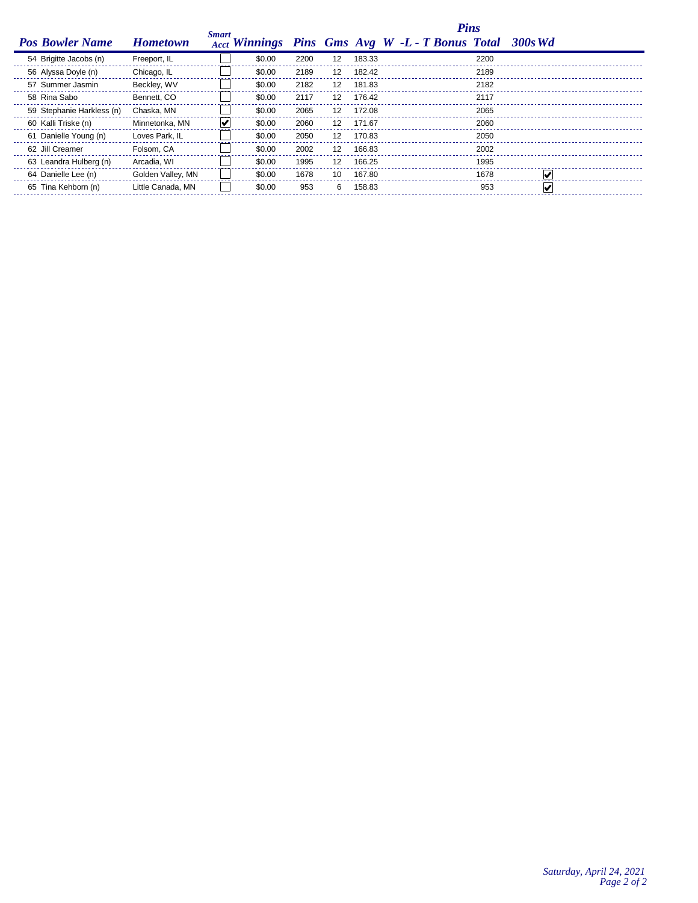| Pos | Bowler Name | Hometown | Smart Acct | Winnings | Pins | Gms | Avg | W - L - T | Pins Bonus | Total | 300s | Wd |
|---|---|---|---|---|---|---|---|---|---|---|---|---|
| 54 | Brigitte Jacobs (n) | Freeport, IL | ☐ | $0.00 | 2200 | 12 | 183.33 | | | 2200 | | |
| 56 | Alyssa Doyle (n) | Chicago, IL | ☐ | $0.00 | 2189 | 12 | 182.42 | | | 2189 | | |
| 57 | Summer Jasmin | Beckley, WV | ☐ | $0.00 | 2182 | 12 | 181.83 | | | 2182 | | |
| 58 | Rina Sabo | Bennett, CO | ☐ | $0.00 | 2117 | 12 | 176.42 | | | 2117 | | |
| 59 | Stephanie Harkless (n) | Chaska, MN | ☐ | $0.00 | 2065 | 12 | 172.08 | | | 2065 | | |
| 60 | Kalli Triske (n) | Minnetonka, MN | ☑ | $0.00 | 2060 | 12 | 171.67 | | | 2060 | | |
| 61 | Danielle Young (n) | Loves Park, IL | ☐ | $0.00 | 2050 | 12 | 170.83 | | | 2050 | | |
| 62 | Jill Creamer | Folsom, CA | ☐ | $0.00 | 2002 | 12 | 166.83 | | | 2002 | | |
| 63 | Leandra Hulberg (n) | Arcadia, WI | ☐ | $0.00 | 1995 | 12 | 166.25 | | | 1995 | | |
| 64 | Danielle Lee (n) | Golden Valley, MN | ☐ | $0.00 | 1678 | 10 | 167.80 | | | 1678 | | ☑ |
| 65 | Tina Kehborn (n) | Little Canada, MN | ☐ | $0.00 | 953 | 6 | 158.83 | | | 953 | | ☑ |

*Saturday, April 24, 2021*